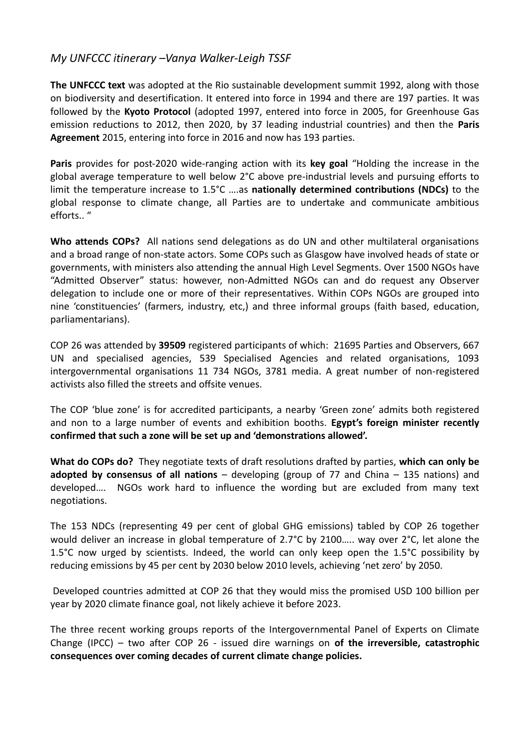*My UNFCCC itinerary –Vanya Walker-Leigh TSSF*

**The UNFCCC text** was adopted at the Rio sustainable development summit 1992, along with those on biodiversity and desertification. It entered into force in 1994 and there are 197 parties. It was followed by the **Kyoto Protocol** (adopted 1997, entered into force in 2005, for Greenhouse Gas emission reductions to 2012, then 2020, by 37 leading industrial countries) and then the **Paris Agreement** 2015, entering into force in 2016 and now has 193 parties.

**Paris** provides for post-2020 wide-ranging action with its **key goal** "Holding the increase in the global average temperature to well below 2°C above pre-industrial levels and pursuing efforts to limit the temperature increase to 1.5°C ….as **nationally determined contributions (NDCs)** to the global response to climate change, all Parties are to undertake and communicate ambitious efforts.. "

**Who attends COPs?** All nations send delegations as do UN and other multilateral organisations and a broad range of non-state actors. Some COPs such as Glasgow have involved heads of state or governments, with ministers also attending the annual High Level Segments. Over 1500 NGOs have "Admitted Observer" status: however, non-Admitted NGOs can and do request any Observer delegation to include one or more of their representatives. Within COPs NGOs are grouped into nine 'constituencies' (farmers, industry, etc,) and three informal groups (faith based, education, parliamentarians).

COP 26 was attended by **39509** registered participants of which: 21695 Parties and Observers, 667 UN and specialised agencies, 539 Specialised Agencies and related organisations, 1093 intergovernmental organisations 11 734 NGOs, 3781 media. A great number of non-registered activists also filled the streets and offsite venues.

The COP 'blue zone' is for accredited participants, a nearby 'Green zone' admits both registered and non to a large number of events and exhibition booths. **Egypt's foreign minister recently confirmed that such a zone will be set up and 'demonstrations allowed'.**

**What do COPs do?** They negotiate texts of draft resolutions drafted by parties, **which can only be adopted by consensus of all nations** – developing (group of 77 and China – 135 nations) and developed…. NGOs work hard to influence the wording but are excluded from many text negotiations.

The 153 NDCs (representing 49 per cent of global GHG emissions) tabled by COP 26 together would deliver an increase in global temperature of 2.7°C by 2100….. way over 2°C, let alone the 1.5°C now urged by scientists. Indeed, the world can only keep open the 1.5°C possibility by reducing emissions by 45 per cent by 2030 below 2010 levels, achieving 'net zero' by 2050.

Developed countries admitted at COP 26 that they would miss the promised USD 100 billion per year by 2020 climate finance goal, not likely achieve it before 2023.

The three recent working groups reports of the Intergovernmental Panel of Experts on Climate Change (IPCC) – two after COP 26 - issued dire warnings on **of the irreversible, catastrophic consequences over coming decades of current climate change policies.**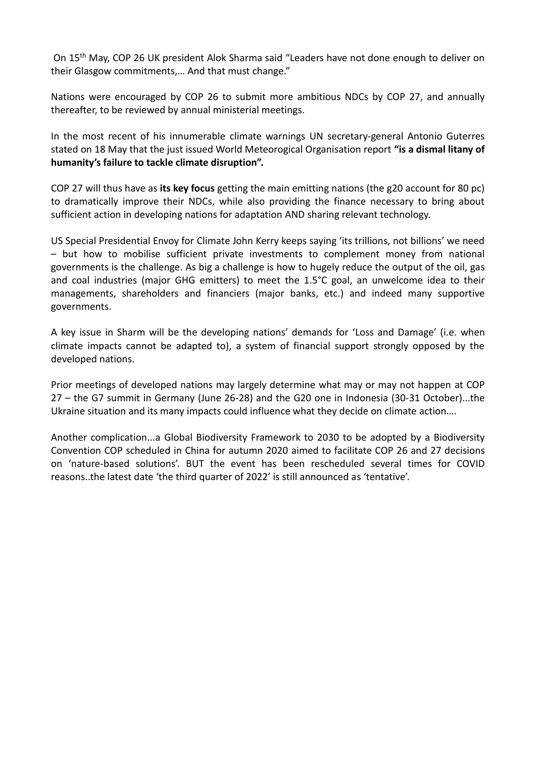On 15th May, COP 26 UK president Alok Sharma said "Leaders have not done enough to deliver on their Glasgow commitments,… And that must change."

Nations were encouraged by COP 26 to submit more ambitious NDCs by COP 27, and annually thereafter, to be reviewed by annual ministerial meetings.

In the most recent of his innumerable climate warnings UN secretary-general Antonio Guterres stated on 18 May that the just issued World Meteorogical Organisation report **"is a dismal litany of humanity's failure to tackle climate disruption".**

COP 27 will thus have as **its key focus** getting the main emitting nations (the g20 account for 80 pc) to dramatically improve their NDCs, while also providing the finance necessary to bring about sufficient action in developing nations for adaptation AND sharing relevant technology.

US Special Presidential Envoy for Climate John Kerry keeps saying 'its trillions, not billions' we need – but how to mobilise sufficient private investments to complement money from national governments is the challenge. As big a challenge is how to hugely reduce the output of the oil, gas and coal industries (major GHG emitters) to meet the 1.5°C goal, an unwelcome idea to their managements, shareholders and financiers (major banks, etc.) and indeed many supportive governments.

A key issue in Sharm will be the developing nations' demands for 'Loss and Damage' (i.e. when climate impacts cannot be adapted to), a system of financial support strongly opposed by the developed nations.

Prior meetings of developed nations may largely determine what may or may not happen at COP 27 – the G7 summit in Germany (June 26-28) and the G20 one in Indonesia (30-31 October)...the Ukraine situation and its many impacts could influence what they decide on climate action….

Another complication...a Global Biodiversity Framework to 2030 to be adopted by a Biodiversity Convention COP scheduled in China for autumn 2020 aimed to facilitate COP 26 and 27 decisions on 'nature-based solutions'. BUT the event has been rescheduled several times for COVID reasons..the latest date 'the third quarter of 2022' is still announced as 'tentative'.